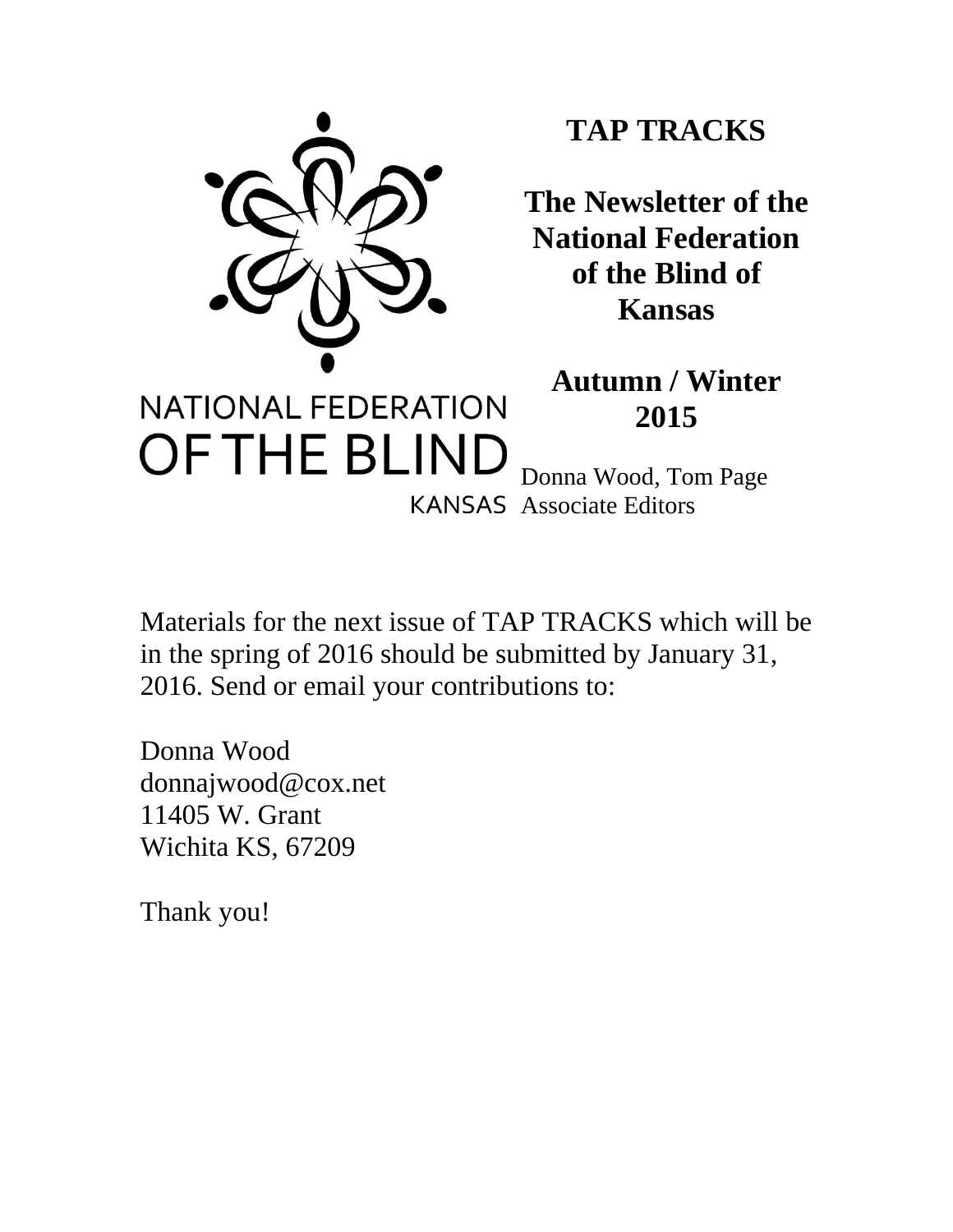NATIONAL FEDERATION
OF THE BLIND
KANSAS

# TAP TRACKS

## The Newsletter of the National Federation of the Blind of Kansas

## Autumn / Winter 2015

Donna Wood, Tom Page
Associate Editors

Materials for the next issue of TAP TRACKS which will be in the spring of 2016 should be submitted by January 31, 2016. Send or email your contributions to:

Donna Wood
donnajwood@cox.net
11405 W. Grant
Wichita KS, 67209

Thank you!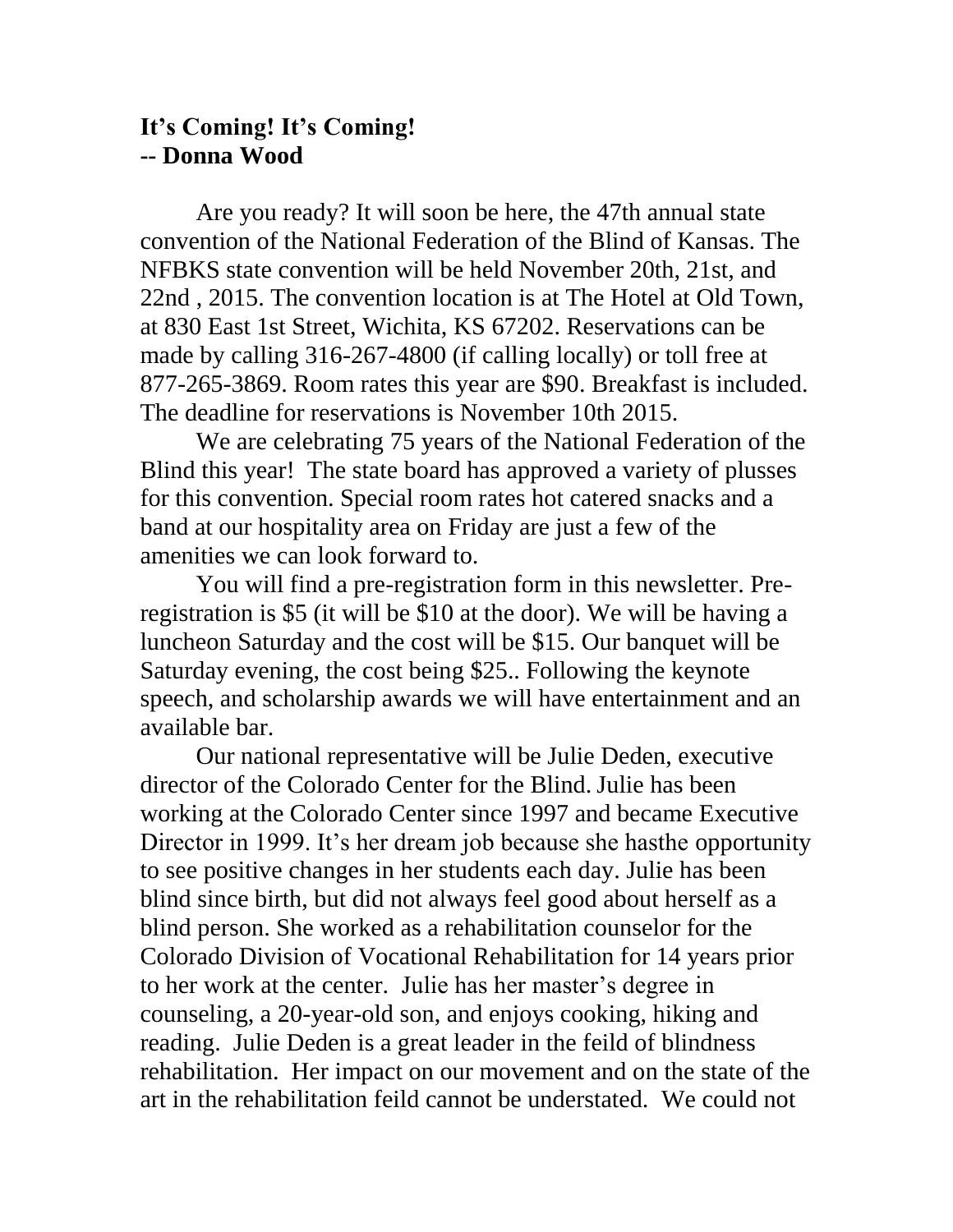**It's Coming! It's Coming!**
**-- Donna Wood**

Are you ready? It will soon be here, the 47th annual state convention of the National Federation of the Blind of Kansas. The NFBKS state convention will be held November 20th, 21st, and 22nd , 2015. The convention location is at The Hotel at Old Town, at 830 East 1st Street, Wichita, KS 67202. Reservations can be made by calling 316-267-4800 (if calling locally) or toll free at 877-265-3869. Room rates this year are $90. Breakfast is included. The deadline for reservations is November 10th 2015.

We are celebrating 75 years of the National Federation of the Blind this year! The state board has approved a variety of plusses for this convention. Special room rates hot catered snacks and a band at our hospitality area on Friday are just a few of the amenities we can look forward to.

You will find a pre-registration form in this newsletter. Pre-registration is $5 (it will be $10 at the door). We will be having a luncheon Saturday and the cost will be $15. Our banquet will be Saturday evening, the cost being $25.. Following the keynote speech, and scholarship awards we will have entertainment and an available bar.

Our national representative will be Julie Deden, executive director of the Colorado Center for the Blind. Julie has been working at the Colorado Center since 1997 and became Executive Director in 1999. It's her dream job because she hasthe opportunity to see positive changes in her students each day. Julie has been blind since birth, but did not always feel good about herself as a blind person. She worked as a rehabilitation counselor for the Colorado Division of Vocational Rehabilitation for 14 years prior to her work at the center. Julie has her master's degree in counseling, a 20-year-old son, and enjoys cooking, hiking and reading. Julie Deden is a great leader in the feild of blindness rehabilitation. Her impact on our movement and on the state of the art in the rehabilitation feild cannot be understated. We could not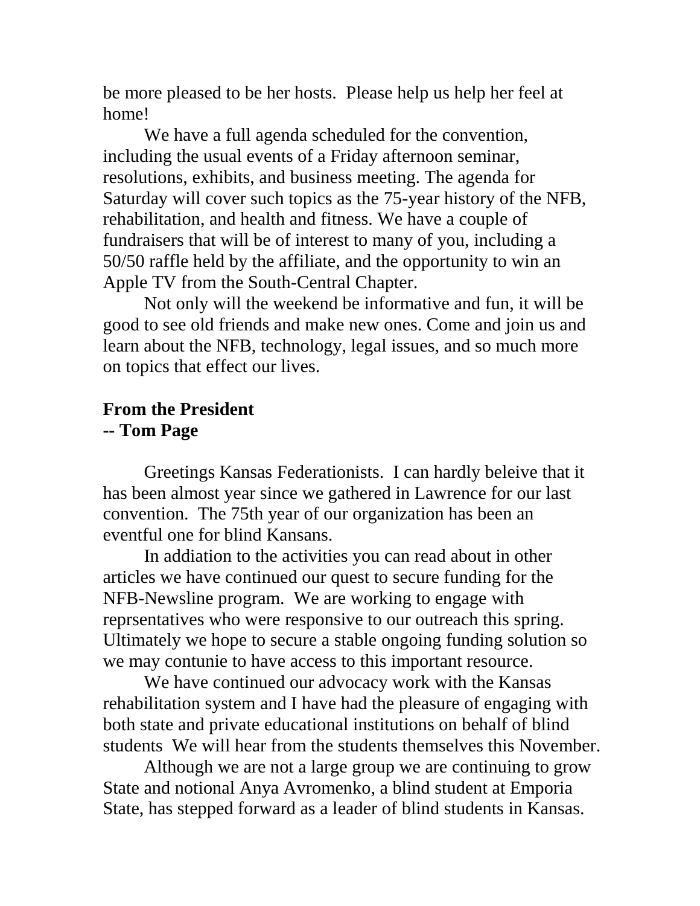be more pleased to be her hosts.  Please help us help her feel at home!

We have a full agenda scheduled for the convention, including the usual events of a Friday afternoon seminar, resolutions, exhibits, and business meeting. The agenda for Saturday will cover such topics as the 75-year history of the NFB, rehabilitation, and health and fitness. We have a couple of fundraisers that will be of interest to many of you, including a 50/50 raffle held by the affiliate, and the opportunity to win an Apple TV from the South-Central Chapter.

Not only will the weekend be informative and fun, it will be good to see old friends and make new ones. Come and join us and learn about the NFB, technology, legal issues, and so much more on topics that effect our lives.

**From the President**
**-- Tom Page**

Greetings Kansas Federationists.  I can hardly beleive that it has been almost year since we gathered in Lawrence for our last convention.  The 75th year of our organization has been an eventful one for blind Kansans.

In addiation to the activities you can read about in other articles we have continued our quest to secure funding for the NFB-Newsline program.  We are working to engage with reprsentatives who were responsive to our outreach this spring.  Ultimately we hope to secure a stable ongoing funding solution so we may contunie to have access to this important resource.

We have continued our advocacy work with the Kansas rehabilitation system and I have had the pleasure of engaging with both state and private educational institutions on behalf of blind students  We will hear from the students themselves this November.

Although we are not a large group we are continuing to grow State and notional Anya Avromenko, a blind student at Emporia State, has stepped forward as a leader of blind students in Kansas.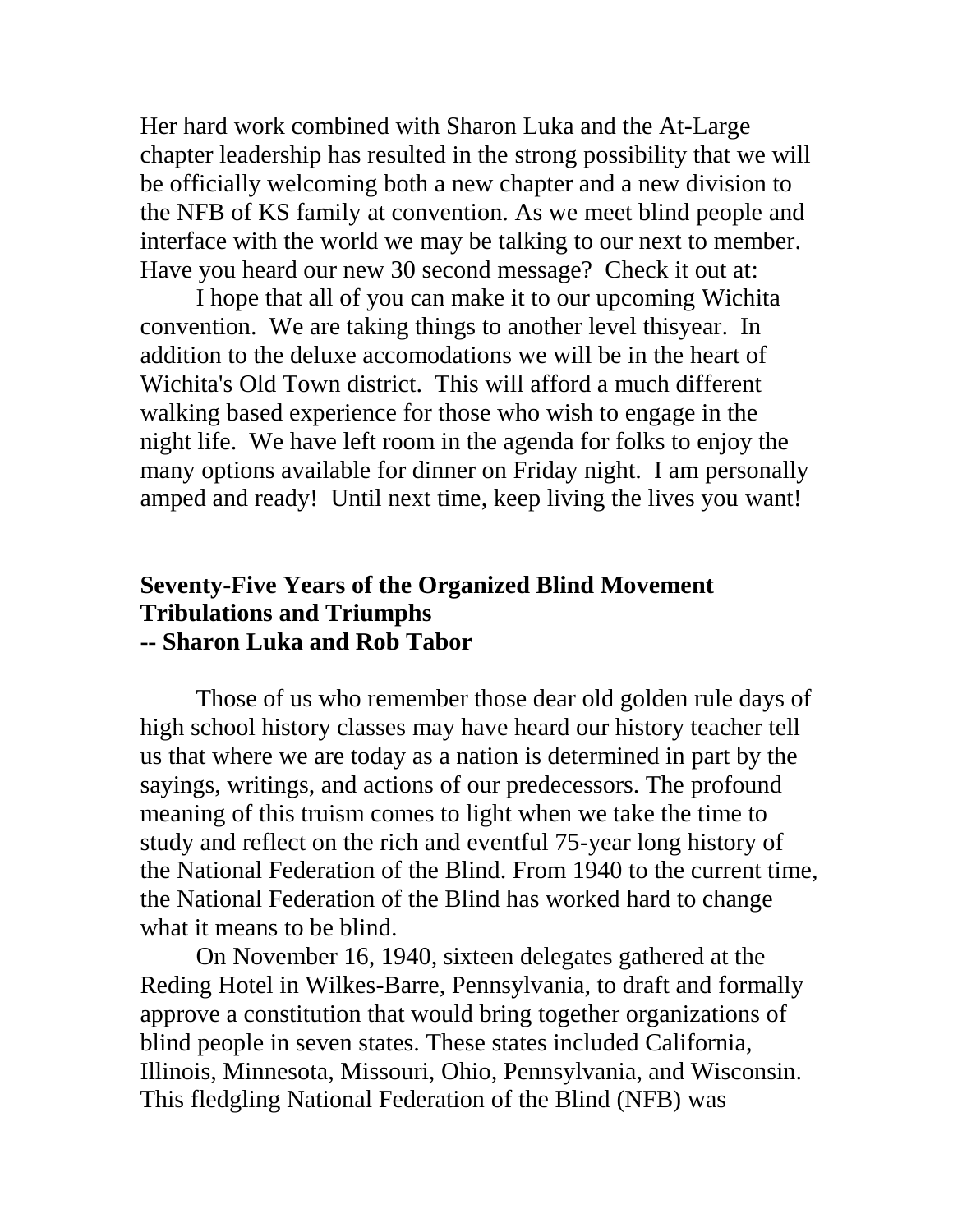Her hard work combined with Sharon Luka and the At-Large chapter leadership has resulted in the strong possibility that we will be officially welcoming both a new chapter and a new division to the NFB of KS family at convention. As we meet blind people and interface with the world we may be talking to our next to member. Have you heard our new 30 second message? Check it out at:

I hope that all of you can make it to our upcoming Wichita convention. We are taking things to another level thisyear. In addition to the deluxe accomodations we will be in the heart of Wichita's Old Town district. This will afford a much different walking based experience for those who wish to engage in the night life. We have left room in the agenda for folks to enjoy the many options available for dinner on Friday night. I am personally amped and ready! Until next time, keep living the lives you want!

## Seventy-Five Years of the Organized Blind Movement Tribulations and Triumphs
**-- Sharon Luka and Rob Tabor**

Those of us who remember those dear old golden rule days of high school history classes may have heard our history teacher tell us that where we are today as a nation is determined in part by the sayings, writings, and actions of our predecessors. The profound meaning of this truism comes to light when we take the time to study and reflect on the rich and eventful 75-year long history of the National Federation of the Blind. From 1940 to the current time, the National Federation of the Blind has worked hard to change what it means to be blind.

On November 16, 1940, sixteen delegates gathered at the Reding Hotel in Wilkes-Barre, Pennsylvania, to draft and formally approve a constitution that would bring together organizations of blind people in seven states. These states included California, Illinois, Minnesota, Missouri, Ohio, Pennsylvania, and Wisconsin. This fledgling National Federation of the Blind (NFB) was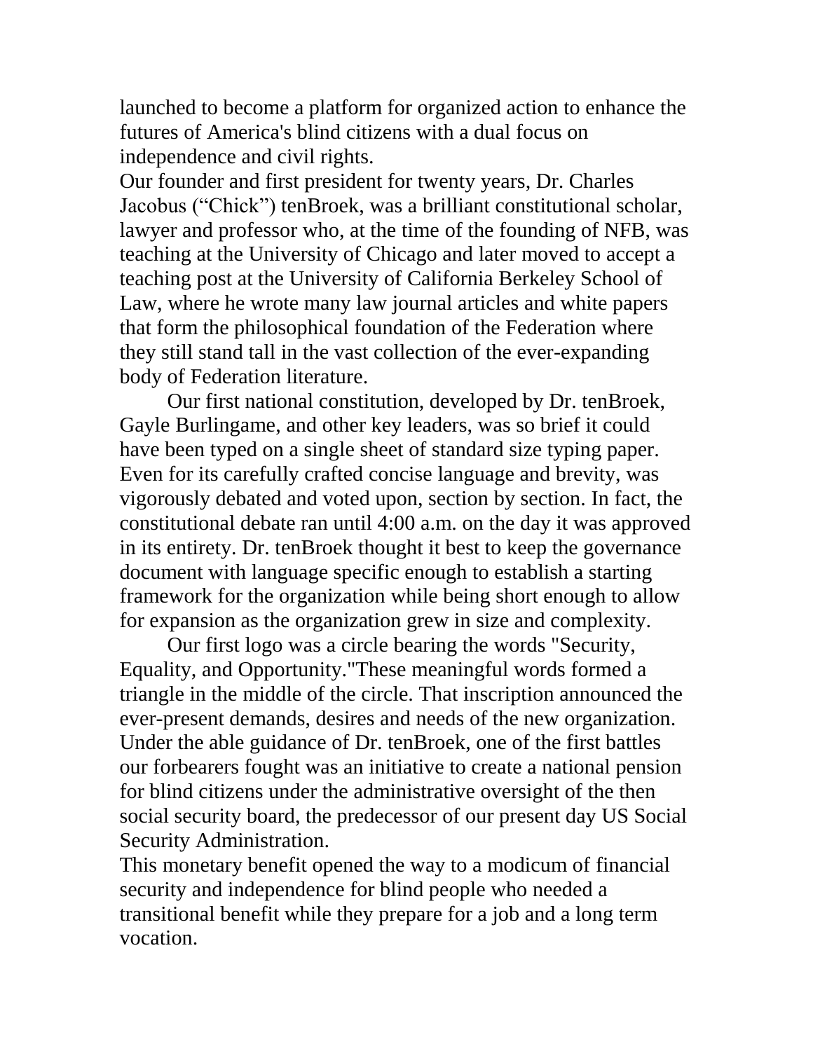launched to become a platform for organized action to enhance the futures of America's blind citizens with a dual focus on independence and civil rights.

Our founder and first president for twenty years, Dr. Charles Jacobus (“Chick”) tenBroek, was a brilliant constitutional scholar, lawyer and professor who, at the time of the founding of NFB, was teaching at the University of Chicago and later moved to accept a teaching post at the University of California Berkeley School of Law, where he wrote many law journal articles and white papers that form the philosophical foundation of the Federation where they still stand tall in the vast collection of the ever-expanding body of Federation literature.

Our first national constitution, developed by Dr. tenBroek, Gayle Burlingame, and other key leaders, was so brief it could have been typed on a single sheet of standard size typing paper. Even for its carefully crafted concise language and brevity, was vigorously debated and voted upon, section by section. In fact, the constitutional debate ran until 4:00 a.m. on the day it was approved in its entirety. Dr. tenBroek thought it best to keep the governance document with language specific enough to establish a starting framework for the organization while being short enough to allow for expansion as the organization grew in size and complexity.

Our first logo was a circle bearing the words "Security, Equality, and Opportunity."These meaningful words formed a triangle in the middle of the circle. That inscription announced the ever-present demands, desires and needs of the new organization. Under the able guidance of Dr. tenBroek, one of the first battles our forbearers fought was an initiative to create a national pension for blind citizens under the administrative oversight of the then social security board, the predecessor of our present day US Social Security Administration.

This monetary benefit opened the way to a modicum of financial security and independence for blind people who needed a transitional benefit while they prepare for a job and a long term vocation.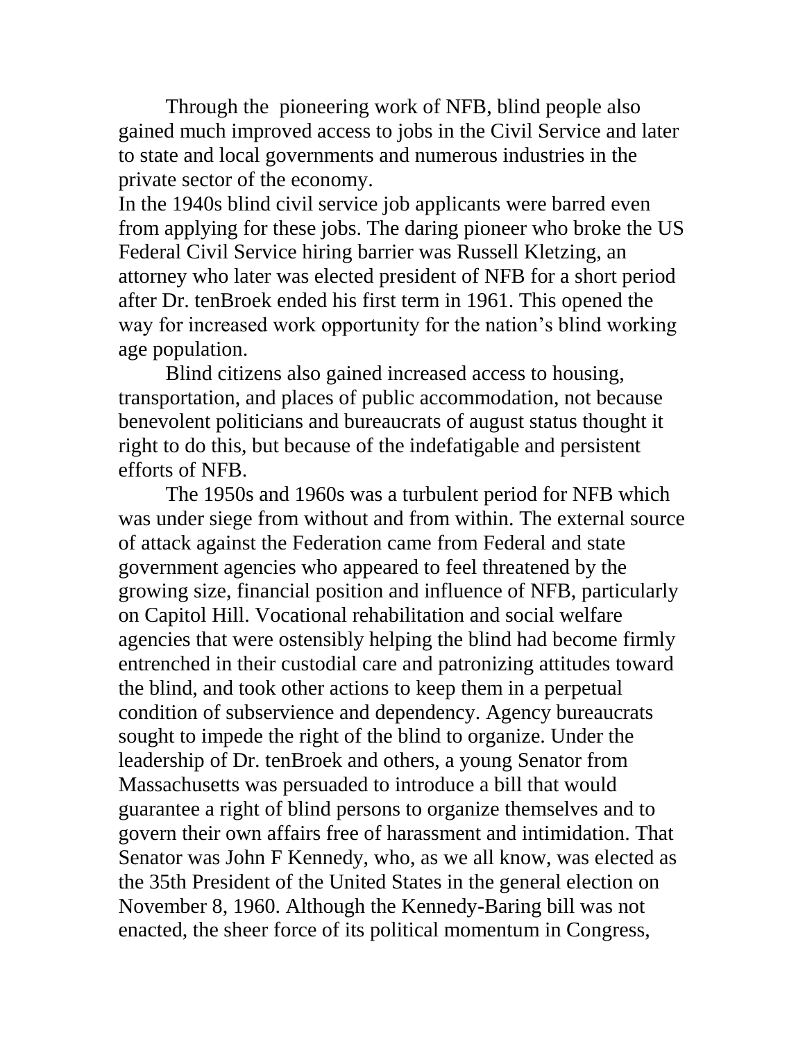Through the pioneering work of NFB, blind people also gained much improved access to jobs in the Civil Service and later to state and local governments and numerous industries in the private sector of the economy.

In the 1940s blind civil service job applicants were barred even from applying for these jobs. The daring pioneer who broke the US Federal Civil Service hiring barrier was Russell Kletzing, an attorney who later was elected president of NFB for a short period after Dr. tenBroek ended his first term in 1961. This opened the way for increased work opportunity for the nation's blind working age population.

Blind citizens also gained increased access to housing, transportation, and places of public accommodation, not because benevolent politicians and bureaucrats of august status thought it right to do this, but because of the indefatigable and persistent efforts of NFB.

The 1950s and 1960s was a turbulent period for NFB which was under siege from without and from within. The external source of attack against the Federation came from Federal and state government agencies who appeared to feel threatened by the growing size, financial position and influence of NFB, particularly on Capitol Hill. Vocational rehabilitation and social welfare agencies that were ostensibly helping the blind had become firmly entrenched in their custodial care and patronizing attitudes toward the blind, and took other actions to keep them in a perpetual condition of subservience and dependency. Agency bureaucrats sought to impede the right of the blind to organize. Under the leadership of Dr. tenBroek and others, a young Senator from Massachusetts was persuaded to introduce a bill that would guarantee a right of blind persons to organize themselves and to govern their own affairs free of harassment and intimidation. That Senator was John F Kennedy, who, as we all know, was elected as the 35th President of the United States in the general election on November 8, 1960. Although the Kennedy-Baring bill was not enacted, the sheer force of its political momentum in Congress,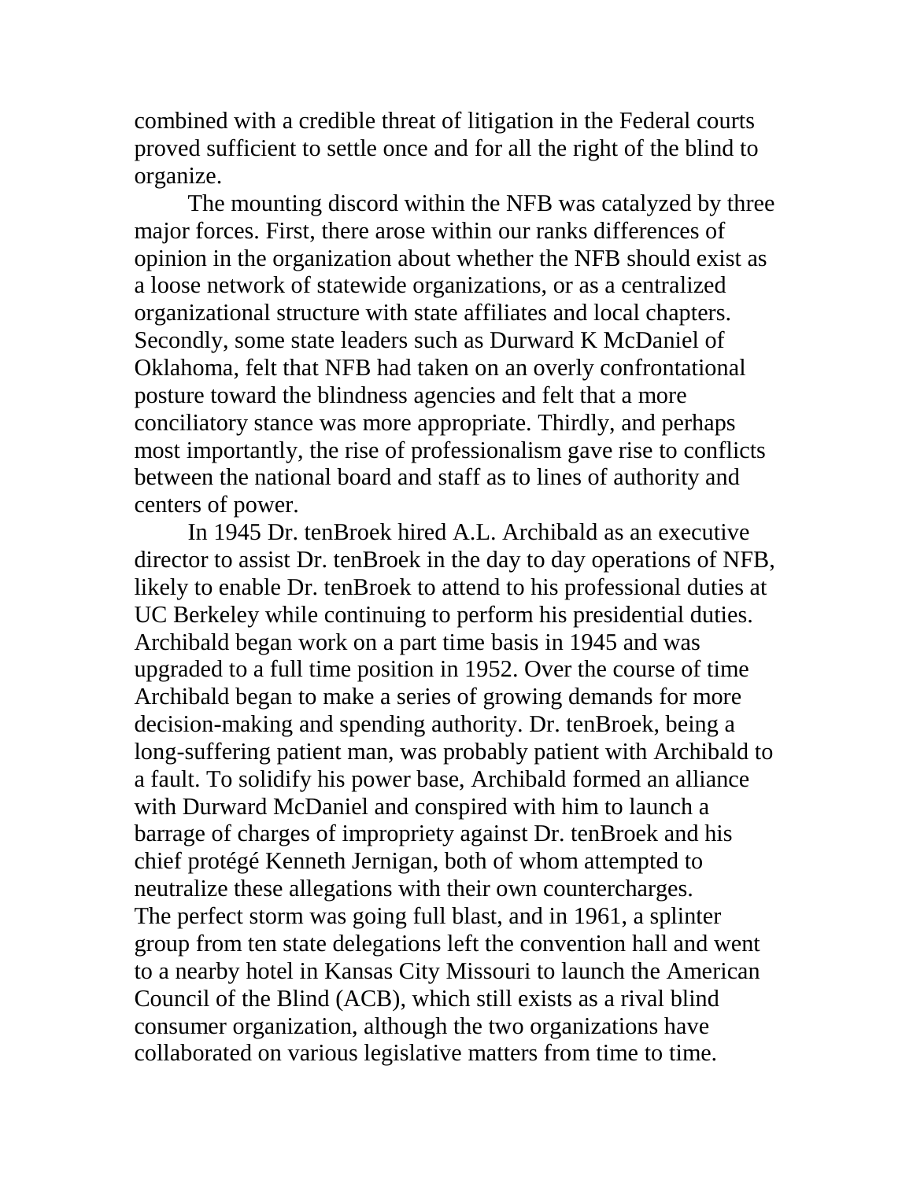combined with a credible threat of litigation in the Federal courts proved sufficient to settle once and for all the right of the blind to organize.

The mounting discord within the NFB was catalyzed by three major forces. First, there arose within our ranks differences of opinion in the organization about whether the NFB should exist as a loose network of statewide organizations, or as a centralized organizational structure with state affiliates and local chapters. Secondly, some state leaders such as Durward K McDaniel of Oklahoma, felt that NFB had taken on an overly confrontational posture toward the blindness agencies and felt that a more conciliatory stance was more appropriate. Thirdly, and perhaps most importantly, the rise of professionalism gave rise to conflicts between the national board and staff as to lines of authority and centers of power.

In 1945 Dr. tenBroek hired A.L. Archibald as an executive director to assist Dr. tenBroek in the day to day operations of NFB, likely to enable Dr. tenBroek to attend to his professional duties at UC Berkeley while continuing to perform his presidential duties. Archibald began work on a part time basis in 1945 and was upgraded to a full time position in 1952. Over the course of time Archibald began to make a series of growing demands for more decision-making and spending authority. Dr. tenBroek, being a long-suffering patient man, was probably patient with Archibald to a fault. To solidify his power base, Archibald formed an alliance with Durward McDaniel and conspired with him to launch a barrage of charges of impropriety against Dr. tenBroek and his chief protégé Kenneth Jernigan, both of whom attempted to neutralize these allegations with their own countercharges.

The perfect storm was going full blast, and in 1961, a splinter group from ten state delegations left the convention hall and went to a nearby hotel in Kansas City Missouri to launch the American Council of the Blind (ACB), which still exists as a rival blind consumer organization, although the two organizations have collaborated on various legislative matters from time to time.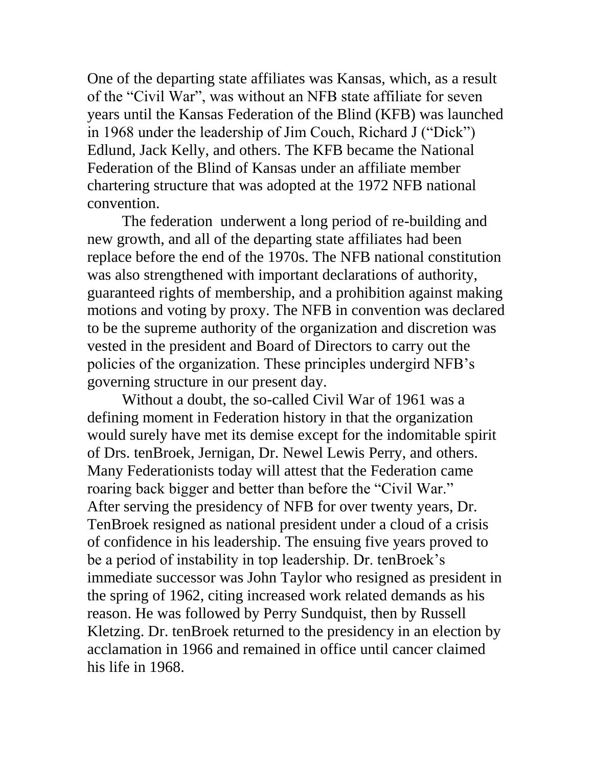One of the departing state affiliates was Kansas, which, as a result of the "Civil War", was without an NFB state affiliate for seven years until the Kansas Federation of the Blind (KFB) was launched in 1968 under the leadership of Jim Couch, Richard J ("Dick") Edlund, Jack Kelly, and others. The KFB became the National Federation of the Blind of Kansas under an affiliate member chartering structure that was adopted at the 1972 NFB national convention.

The federation underwent a long period of re-building and new growth, and all of the departing state affiliates had been replace before the end of the 1970s. The NFB national constitution was also strengthened with important declarations of authority, guaranteed rights of membership, and a prohibition against making motions and voting by proxy. The NFB in convention was declared to be the supreme authority of the organization and discretion was vested in the president and Board of Directors to carry out the policies of the organization. These principles undergird NFB's governing structure in our present day.

Without a doubt, the so-called Civil War of 1961 was a defining moment in Federation history in that the organization would surely have met its demise except for the indomitable spirit of Drs. tenBroek, Jernigan, Dr. Newel Lewis Perry, and others. Many Federationists today will attest that the Federation came roaring back bigger and better than before the "Civil War."
After serving the presidency of NFB for over twenty years, Dr. TenBroek resigned as national president under a cloud of a crisis of confidence in his leadership. The ensuing five years proved to be a period of instability in top leadership. Dr. tenBroek's immediate successor was John Taylor who resigned as president in the spring of 1962, citing increased work related demands as his reason. He was followed by Perry Sundquist, then by Russell Kletzing. Dr. tenBroek returned to the presidency in an election by acclamation in 1966 and remained in office until cancer claimed his life in 1968.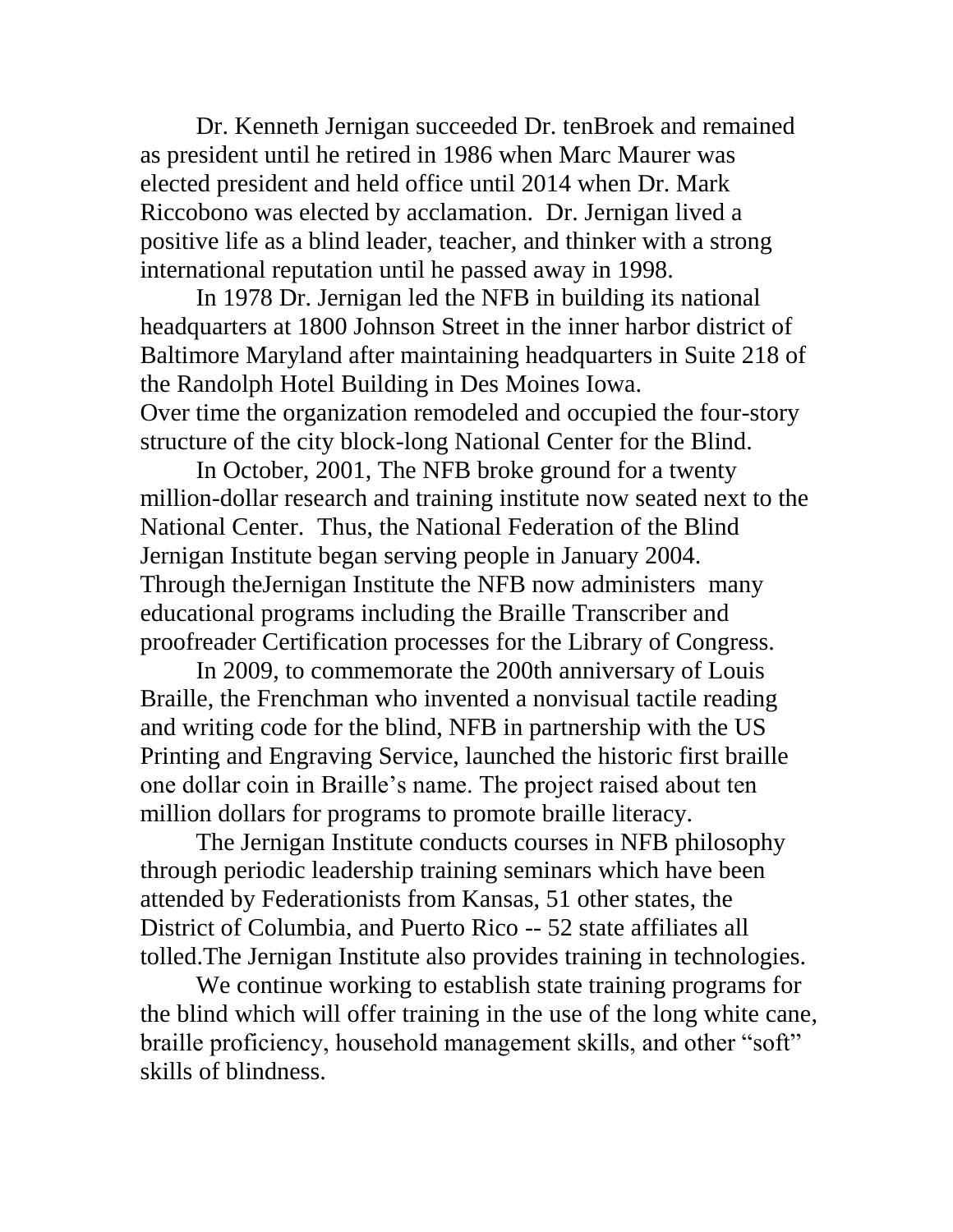Dr. Kenneth Jernigan succeeded Dr. tenBroek and remained as president until he retired in 1986 when Marc Maurer was elected president and held office until 2014 when Dr. Mark Riccobono was elected by acclamation.  Dr. Jernigan lived a positive life as a blind leader, teacher, and thinker with a strong international reputation until he passed away in 1998.

In 1978 Dr. Jernigan led the NFB in building its national headquarters at 1800 Johnson Street in the inner harbor district of Baltimore Maryland after maintaining headquarters in Suite 218 of the Randolph Hotel Building in Des Moines Iowa.
Over time the organization remodeled and occupied the four-story structure of the city block-long National Center for the Blind.

In October, 2001, The NFB broke ground for a twenty million-dollar research and training institute now seated next to the National Center.  Thus, the National Federation of the Blind Jernigan Institute began serving people in January 2004.
Through theJernigan Institute the NFB now administers  many educational programs including the Braille Transcriber and proofreader Certification processes for the Library of Congress.

In 2009, to commemorate the 200th anniversary of Louis Braille, the Frenchman who invented a nonvisual tactile reading and writing code for the blind, NFB in partnership with the US Printing and Engraving Service, launched the historic first braille one dollar coin in Braille's name. The project raised about ten million dollars for programs to promote braille literacy.

The Jernigan Institute conducts courses in NFB philosophy through periodic leadership training seminars which have been attended by Federationists from Kansas, 51 other states, the District of Columbia, and Puerto Rico -- 52 state affiliates all tolled.The Jernigan Institute also provides training in technologies.

We continue working to establish state training programs for the blind which will offer training in the use of the long white cane, braille proficiency, household management skills, and other "soft" skills of blindness.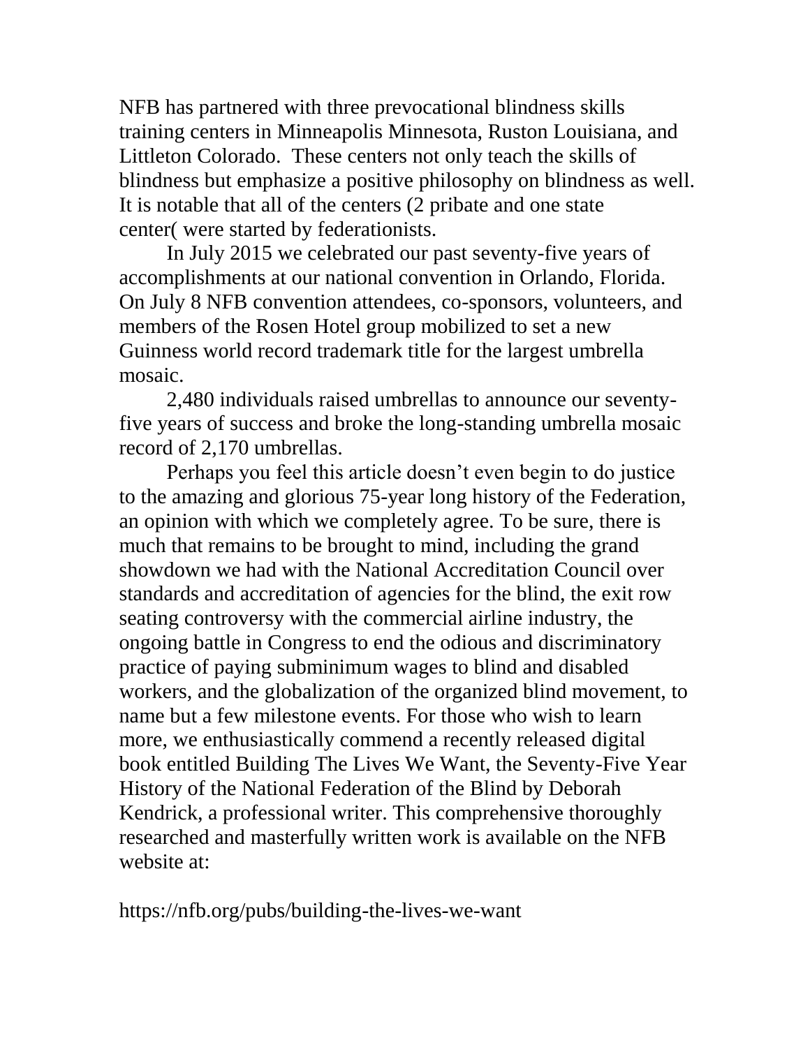NFB has partnered with three prevocational blindness skills training centers in Minneapolis Minnesota, Ruston Louisiana, and Littleton Colorado.  These centers not only teach the skills of blindness but emphasize a positive philosophy on blindness as well. It is notable that all of the centers (2 pribate and one state center( were started by federationists.

In July 2015 we celebrated our past seventy-five years of accomplishments at our national convention in Orlando, Florida. On July 8 NFB convention attendees, co-sponsors, volunteers, and members of the Rosen Hotel group mobilized to set a new Guinness world record trademark title for the largest umbrella mosaic.

2,480 individuals raised umbrellas to announce our seventy-five years of success and broke the long-standing umbrella mosaic record of 2,170 umbrellas.

Perhaps you feel this article doesn't even begin to do justice to the amazing and glorious 75-year long history of the Federation, an opinion with which we completely agree. To be sure, there is much that remains to be brought to mind, including the grand showdown we had with the National Accreditation Council over standards and accreditation of agencies for the blind, the exit row seating controversy with the commercial airline industry, the ongoing battle in Congress to end the odious and discriminatory practice of paying subminimum wages to blind and disabled workers, and the globalization of the organized blind movement, to name but a few milestone events. For those who wish to learn more, we enthusiastically commend a recently released digital book entitled Building The Lives We Want, the Seventy-Five Year History of the National Federation of the Blind by Deborah Kendrick, a professional writer. This comprehensive thoroughly researched and masterfully written work is available on the NFB website at:

https://nfb.org/pubs/building-the-lives-we-want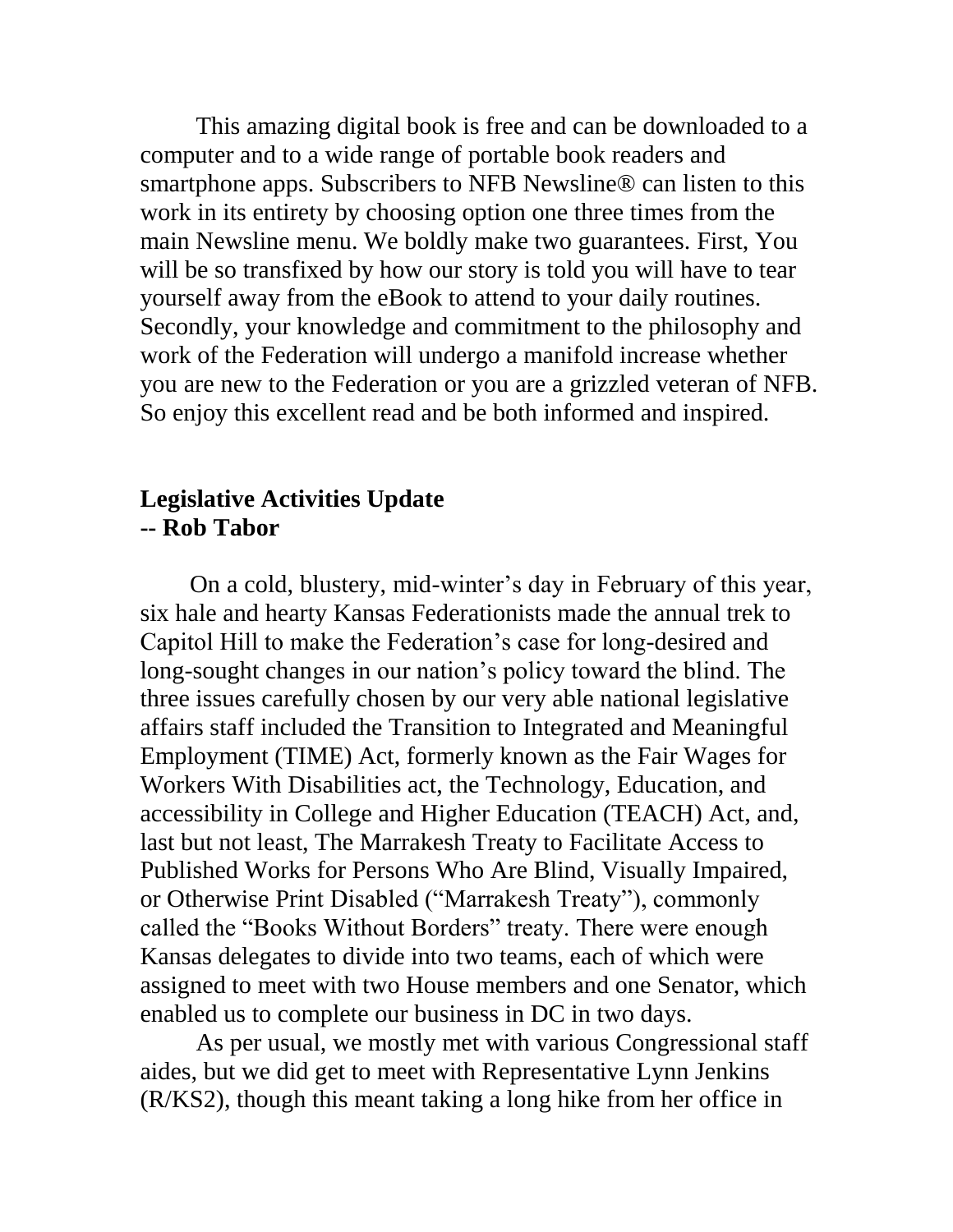This amazing digital book is free and can be downloaded to a computer and to a wide range of portable book readers and smartphone apps. Subscribers to NFB Newsline® can listen to this work in its entirety by choosing option one three times from the main Newsline menu. We boldly make two guarantees. First, You will be so transfixed by how our story is told you will have to tear yourself away from the eBook to attend to your daily routines. Secondly, your knowledge and commitment to the philosophy and work of the Federation will undergo a manifold increase whether you are new to the Federation or you are a grizzled veteran of NFB. So enjoy this excellent read and be both informed and inspired.

## Legislative Activities Update
**-- Rob Tabor**

On a cold, blustery, mid-winter's day in February of this year, six hale and hearty Kansas Federationists made the annual trek to Capitol Hill to make the Federation's case for long-desired and long-sought changes in our nation's policy toward the blind. The three issues carefully chosen by our very able national legislative affairs staff included the Transition to Integrated and Meaningful Employment (TIME) Act, formerly known as the Fair Wages for Workers With Disabilities act, the Technology, Education, and accessibility in College and Higher Education (TEACH) Act, and, last but not least, The Marrakesh Treaty to Facilitate Access to Published Works for Persons Who Are Blind, Visually Impaired, or Otherwise Print Disabled ("Marrakesh Treaty"), commonly called the "Books Without Borders" treaty. There were enough Kansas delegates to divide into two teams, each of which were assigned to meet with two House members and one Senator, which enabled us to complete our business in DC in two days.

As per usual, we mostly met with various Congressional staff aides, but we did get to meet with Representative Lynn Jenkins (R/KS2), though this meant taking a long hike from her office in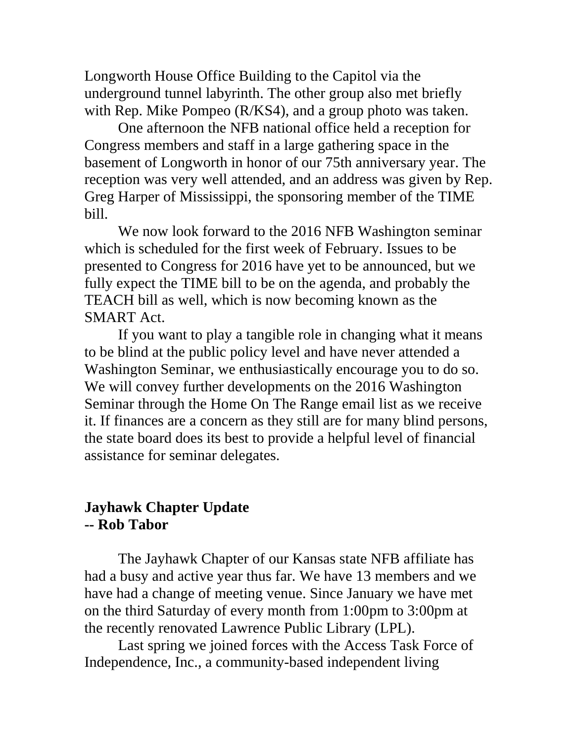Longworth House Office Building to the Capitol via the underground tunnel labyrinth. The other group also met briefly with Rep. Mike Pompeo (R/KS4), and a group photo was taken.

One afternoon the NFB national office held a reception for Congress members and staff in a large gathering space in the basement of Longworth in honor of our 75th anniversary year. The reception was very well attended, and an address was given by Rep. Greg Harper of Mississippi, the sponsoring member of the TIME bill.

We now look forward to the 2016 NFB Washington seminar which is scheduled for the first week of February. Issues to be presented to Congress for 2016 have yet to be announced, but we fully expect the TIME bill to be on the agenda, and probably the TEACH bill as well, which is now becoming known as the SMART Act.

If you want to play a tangible role in changing what it means to be blind at the public policy level and have never attended a Washington Seminar, we enthusiastically encourage you to do so. We will convey further developments on the 2016 Washington Seminar through the Home On The Range email list as we receive it. If finances are a concern as they still are for many blind persons, the state board does its best to provide a helpful level of financial assistance for seminar delegates.

## Jayhawk Chapter Update
## -- Rob Tabor

The Jayhawk Chapter of our Kansas state NFB affiliate has had a busy and active year thus far. We have 13 members and we have had a change of meeting venue. Since January we have met on the third Saturday of every month from 1:00pm to 3:00pm at the recently renovated Lawrence Public Library (LPL).

Last spring we joined forces with the Access Task Force of Independence, Inc., a community-based independent living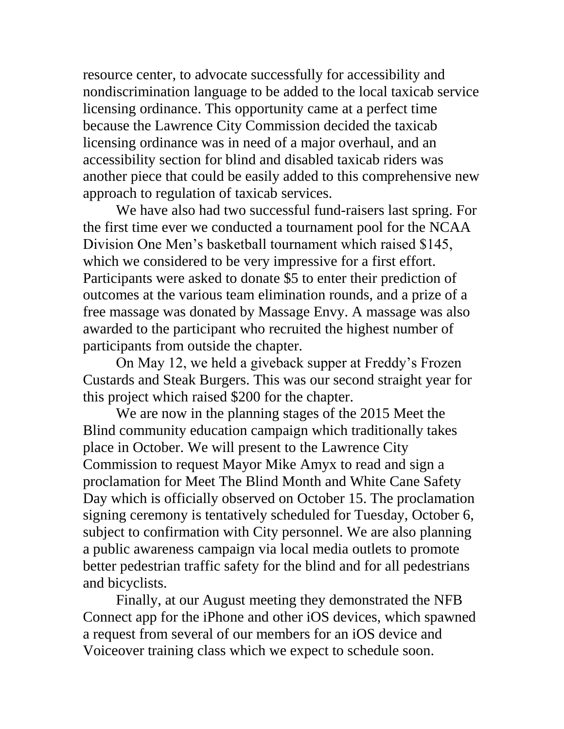resource center, to advocate successfully for accessibility and nondiscrimination language to be added to the local taxicab service licensing ordinance. This opportunity came at a perfect time because the Lawrence City Commission decided the taxicab licensing ordinance was in need of a major overhaul, and an accessibility section for blind and disabled taxicab riders was another piece that could be easily added to this comprehensive new approach to regulation of taxicab services.

We have also had two successful fund-raisers last spring. For the first time ever we conducted a tournament pool for the NCAA Division One Men's basketball tournament which raised $145, which we considered to be very impressive for a first effort. Participants were asked to donate $5 to enter their prediction of outcomes at the various team elimination rounds, and a prize of a free massage was donated by Massage Envy. A massage was also awarded to the participant who recruited the highest number of participants from outside the chapter.

On May 12, we held a giveback supper at Freddy's Frozen Custards and Steak Burgers. This was our second straight year for this project which raised $200 for the chapter.

We are now in the planning stages of the 2015 Meet the Blind community education campaign which traditionally takes place in October. We will present to the Lawrence City Commission to request Mayor Mike Amyx to read and sign a proclamation for Meet The Blind Month and White Cane Safety Day which is officially observed on October 15. The proclamation signing ceremony is tentatively scheduled for Tuesday, October 6, subject to confirmation with City personnel. We are also planning a public awareness campaign via local media outlets to promote better pedestrian traffic safety for the blind and for all pedestrians and bicyclists.

Finally, at our August meeting they demonstrated the NFB Connect app for the iPhone and other iOS devices, which spawned a request from several of our members for an iOS device and Voiceover training class which we expect to schedule soon.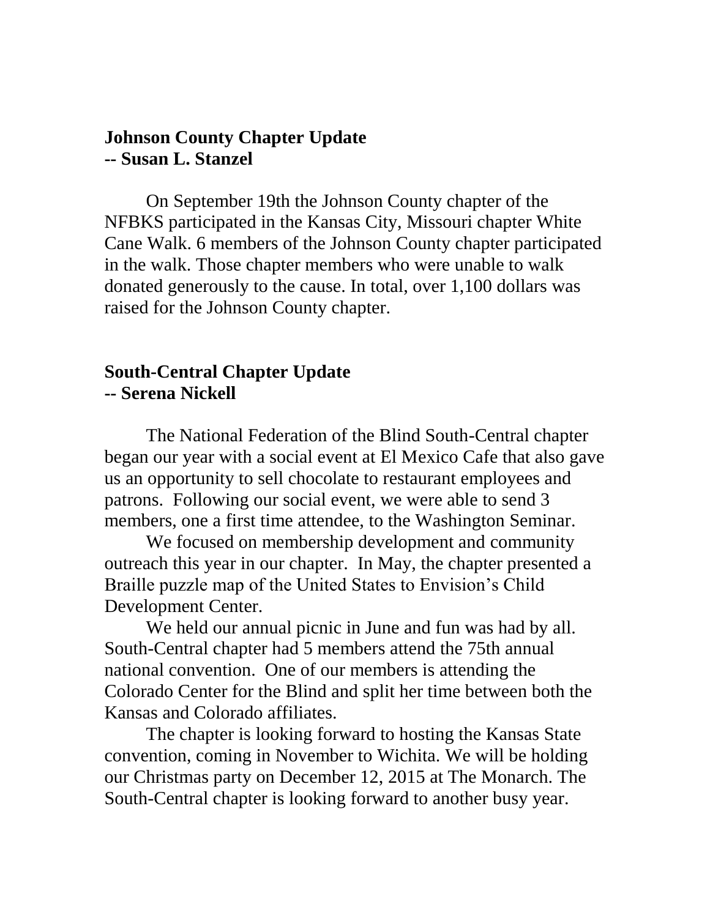## Johnson County Chapter Update
## -- Susan L. Stanzel

On September 19th the Johnson County chapter of the NFBKS participated in the Kansas City, Missouri chapter White Cane Walk. 6 members of the Johnson County chapter participated in the walk. Those chapter members who were unable to walk donated generously to the cause. In total, over 1,100 dollars was raised for the Johnson County chapter.

## South-Central Chapter Update
## -- Serena Nickell

The National Federation of the Blind South-Central chapter began our year with a social event at El Mexico Cafe that also gave us an opportunity to sell chocolate to restaurant employees and patrons. Following our social event, we were able to send 3 members, one a first time attendee, to the Washington Seminar.

We focused on membership development and community outreach this year in our chapter. In May, the chapter presented a Braille puzzle map of the United States to Envision's Child Development Center.

We held our annual picnic in June and fun was had by all. South-Central chapter had 5 members attend the 75th annual national convention. One of our members is attending the Colorado Center for the Blind and split her time between both the Kansas and Colorado affiliates.

The chapter is looking forward to hosting the Kansas State convention, coming in November to Wichita. We will be holding our Christmas party on December 12, 2015 at The Monarch. The South-Central chapter is looking forward to another busy year.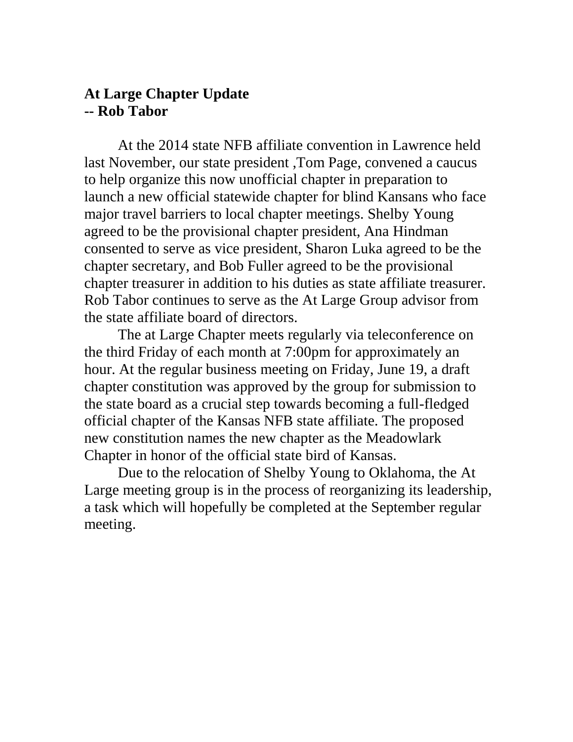**At Large Chapter Update**
**-- Rob Tabor**

At the 2014 state NFB affiliate convention in Lawrence held last November, our state president ,Tom Page, convened a caucus to help organize this now unofficial chapter in preparation to launch a new official statewide chapter for blind Kansans who face major travel barriers to local chapter meetings. Shelby Young agreed to be the provisional chapter president, Ana Hindman consented to serve as vice president, Sharon Luka agreed to be the chapter secretary, and Bob Fuller agreed to be the provisional chapter treasurer in addition to his duties as state affiliate treasurer. Rob Tabor continues to serve as the At Large Group advisor from the state affiliate board of directors.

The at Large Chapter meets regularly via teleconference on the third Friday of each month at 7:00pm for approximately an hour. At the regular business meeting on Friday, June 19, a draft chapter constitution was approved by the group for submission to the state board as a crucial step towards becoming a full-fledged official chapter of the Kansas NFB state affiliate. The proposed new constitution names the new chapter as the Meadowlark Chapter in honor of the official state bird of Kansas.

Due to the relocation of Shelby Young to Oklahoma, the At Large meeting group is in the process of reorganizing its leadership, a task which will hopefully be completed at the September regular meeting.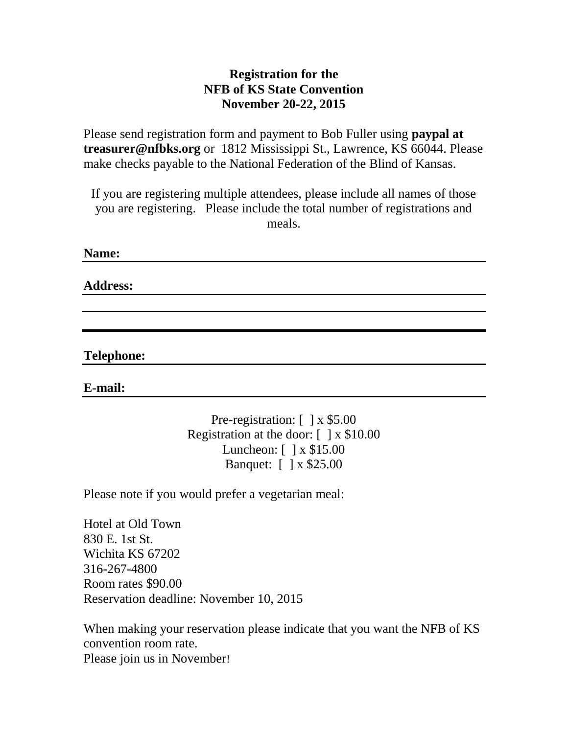**Registration for the**
**NFB of KS State Convention**
**November 20-22, 2015**

Please send registration form and payment to Bob Fuller using **paypal at treasurer@nfbks.org** or 1812 Mississippi St., Lawrence, KS 66044. Please make checks payable to the National Federation of the Blind of Kansas.

If you are registering multiple attendees, please include all names of those you are registering. Please include the total number of registrations and meals.

**Name:** ______________________________

**Address:** ______________________________

______________________________

______________________________

**Telephone:** ______________________________

**E-mail:** ______________________________

Pre-registration: [ ] x $5.00
Registration at the door: [ ] x $10.00
Luncheon: [ ] x $15.00
Banquet: [ ] x $25.00

Please note if you would prefer a vegetarian meal:

Hotel at Old Town
830 E. 1st St.
Wichita KS 67202
316-267-4800
Room rates $90.00
Reservation deadline: November 10, 2015

When making your reservation please indicate that you want the NFB of KS convention room rate.
Please join us in November!